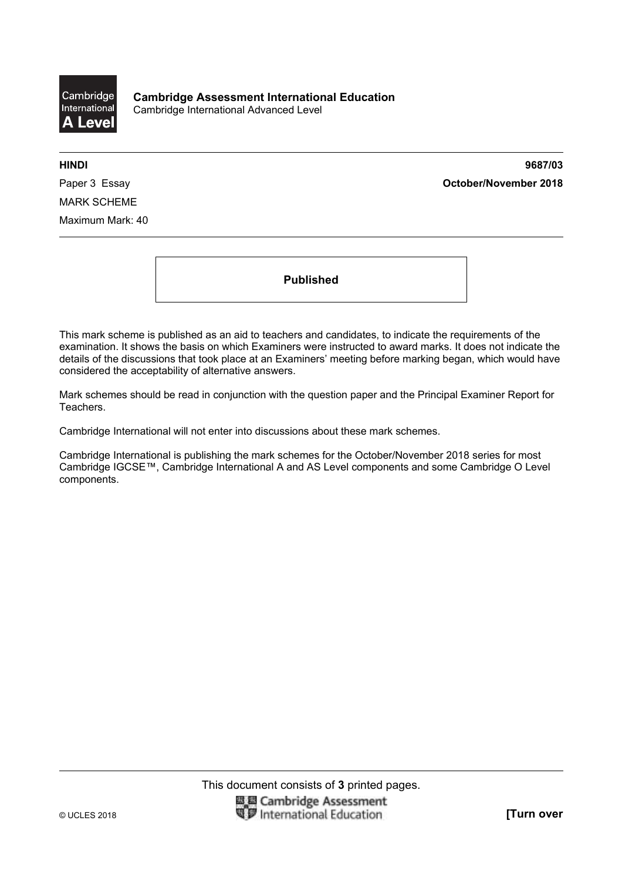**Cambridge Assessment International Education**
Cambridge International Advanced Level

**HINDI** **9687/03**

Paper 3 Essay **October/November 2018**

MARK SCHEME

Maximum Mark: 40

**Published**

This mark scheme is published as an aid to teachers and candidates, to indicate the requirements of the examination. It shows the basis on which Examiners were instructed to award marks. It does not indicate the details of the discussions that took place at an Examiners' meeting before marking began, which would have considered the acceptability of alternative answers.

Mark schemes should be read in conjunction with the question paper and the Principal Examiner Report for Teachers.

Cambridge International will not enter into discussions about these mark schemes.

Cambridge International is publishing the mark schemes for the October/November 2018 series for most Cambridge IGCSE™, Cambridge International A and AS Level components and some Cambridge O Level components.

This document consists of **3** printed pages.

© UCLES 2018 **[Turn over**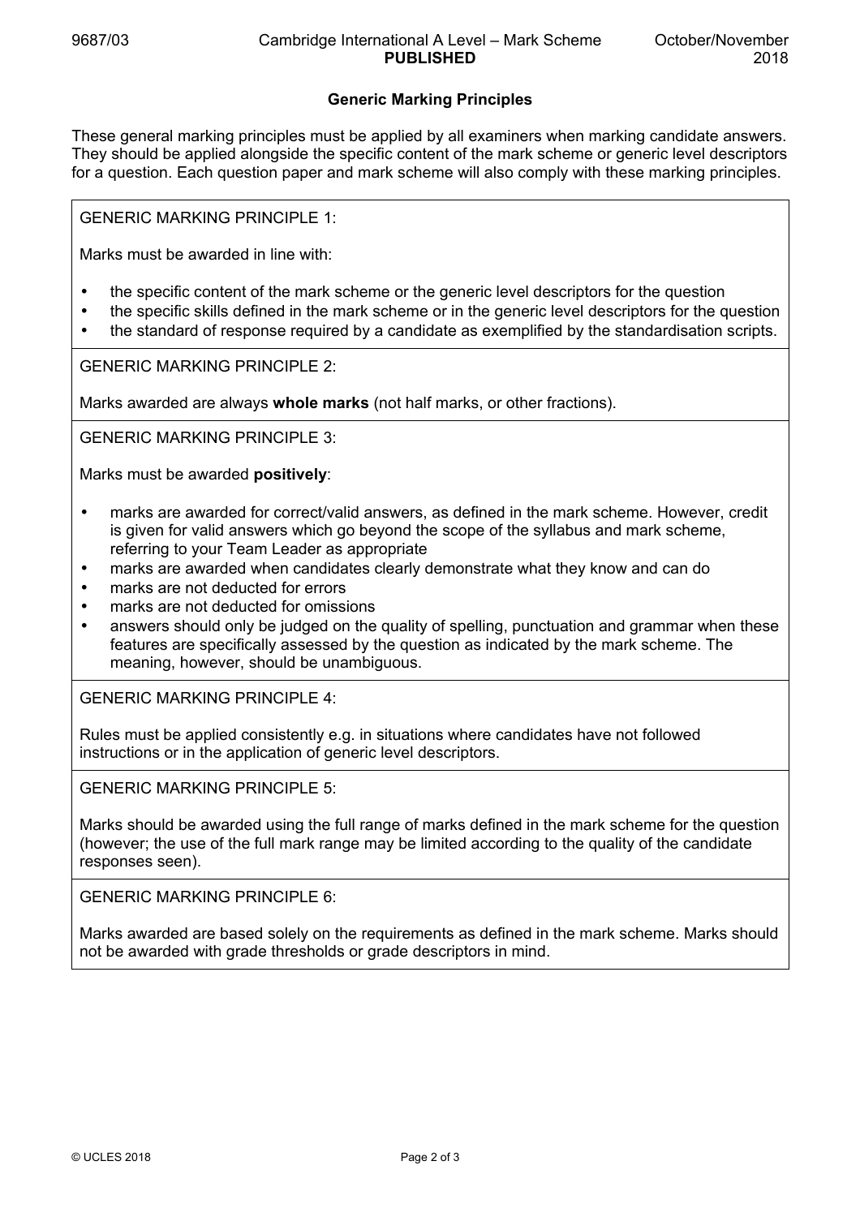## Generic Marking Principles

These general marking principles must be applied by all examiners when marking candidate answers. They should be applied alongside the specific content of the mark scheme or generic level descriptors for a question. Each question paper and mark scheme will also comply with these marking principles.

GENERIC MARKING PRINCIPLE 1:

Marks must be awarded in line with:

- the specific content of the mark scheme or the generic level descriptors for the question
- the specific skills defined in the mark scheme or in the generic level descriptors for the question
- the standard of response required by a candidate as exemplified by the standardisation scripts.

GENERIC MARKING PRINCIPLE 2:

Marks awarded are always **whole marks** (not half marks, or other fractions).

GENERIC MARKING PRINCIPLE 3:

Marks must be awarded **positively**:

- marks are awarded for correct/valid answers, as defined in the mark scheme. However, credit is given for valid answers which go beyond the scope of the syllabus and mark scheme, referring to your Team Leader as appropriate
- marks are awarded when candidates clearly demonstrate what they know and can do
- marks are not deducted for errors
- marks are not deducted for omissions
- answers should only be judged on the quality of spelling, punctuation and grammar when these features are specifically assessed by the question as indicated by the mark scheme. The meaning, however, should be unambiguous.

GENERIC MARKING PRINCIPLE 4:

Rules must be applied consistently e.g. in situations where candidates have not followed instructions or in the application of generic level descriptors.

GENERIC MARKING PRINCIPLE 5:

Marks should be awarded using the full range of marks defined in the mark scheme for the question (however; the use of the full mark range may be limited according to the quality of the candidate responses seen).

GENERIC MARKING PRINCIPLE 6:

Marks awarded are based solely on the requirements as defined in the mark scheme. Marks should not be awarded with grade thresholds or grade descriptors in mind.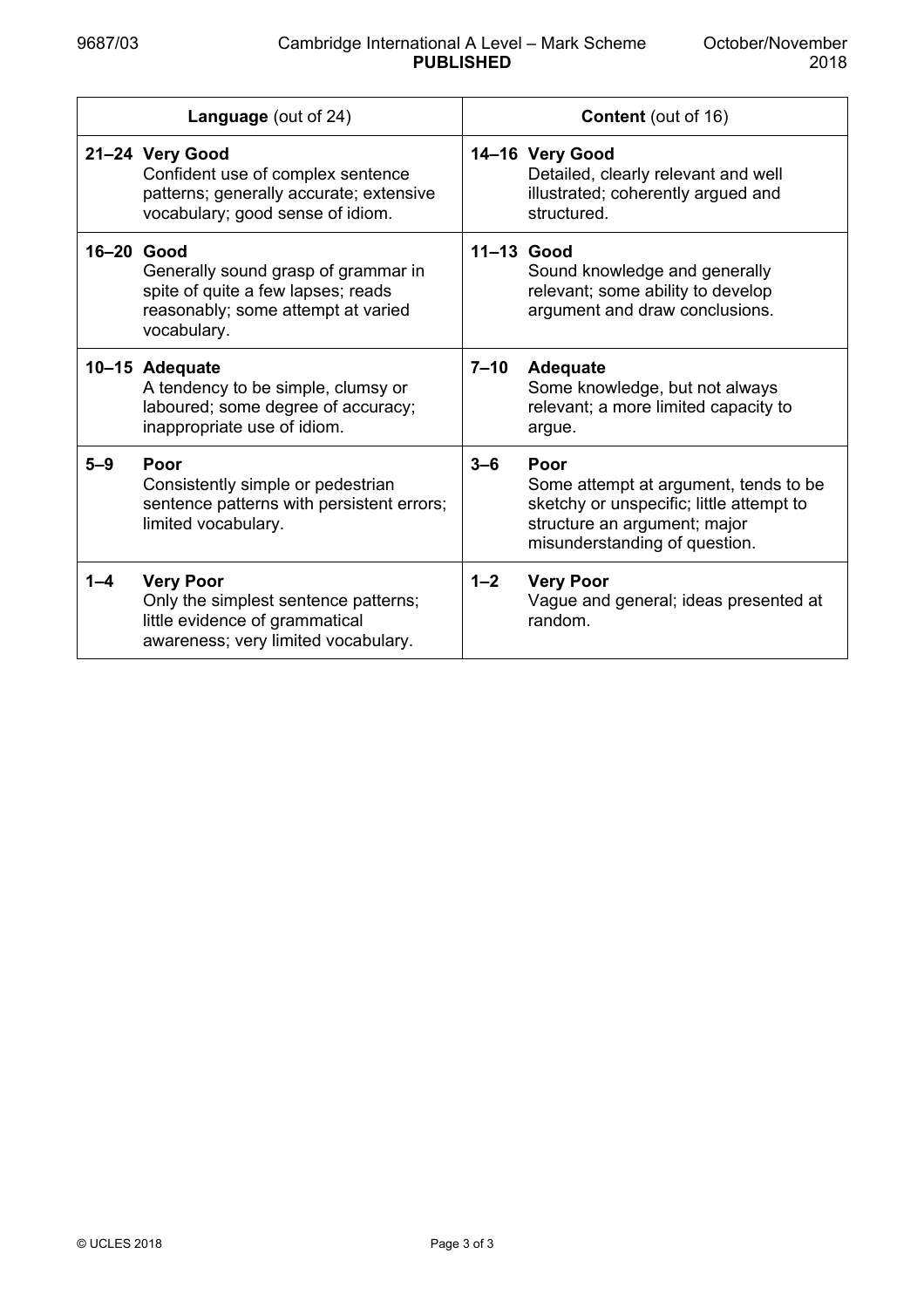| **Language** (out of 24) | **Content** (out of 16) |
| --- | --- |
| **21–24 Very Good** Confident use of complex sentence patterns; generally accurate; extensive vocabulary; good sense of idiom. | **14–16 Very Good** Detailed, clearly relevant and well illustrated; coherently argued and structured. |
| **16–20 Good** Generally sound grasp of grammar in spite of quite a few lapses; reads reasonably; some attempt at varied vocabulary. | **11–13 Good** Sound knowledge and generally relevant; some ability to develop argument and draw conclusions. |
| **10–15 Adequate** A tendency to be simple, clumsy or laboured; some degree of accuracy; inappropriate use of idiom. | **7–10 Adequate** Some knowledge, but not always relevant; a more limited capacity to argue. |
| **5–9 Poor** Consistently simple or pedestrian sentence patterns with persistent errors; limited vocabulary. | **3–6 Poor** Some attempt at argument, tends to be sketchy or unspecific; little attempt to structure an argument; major misunderstanding of question. |
| **1–4 Very Poor** Only the simplest sentence patterns; little evidence of grammatical awareness; very limited vocabulary. | **1–2 Very Poor** Vague and general; ideas presented at random. |